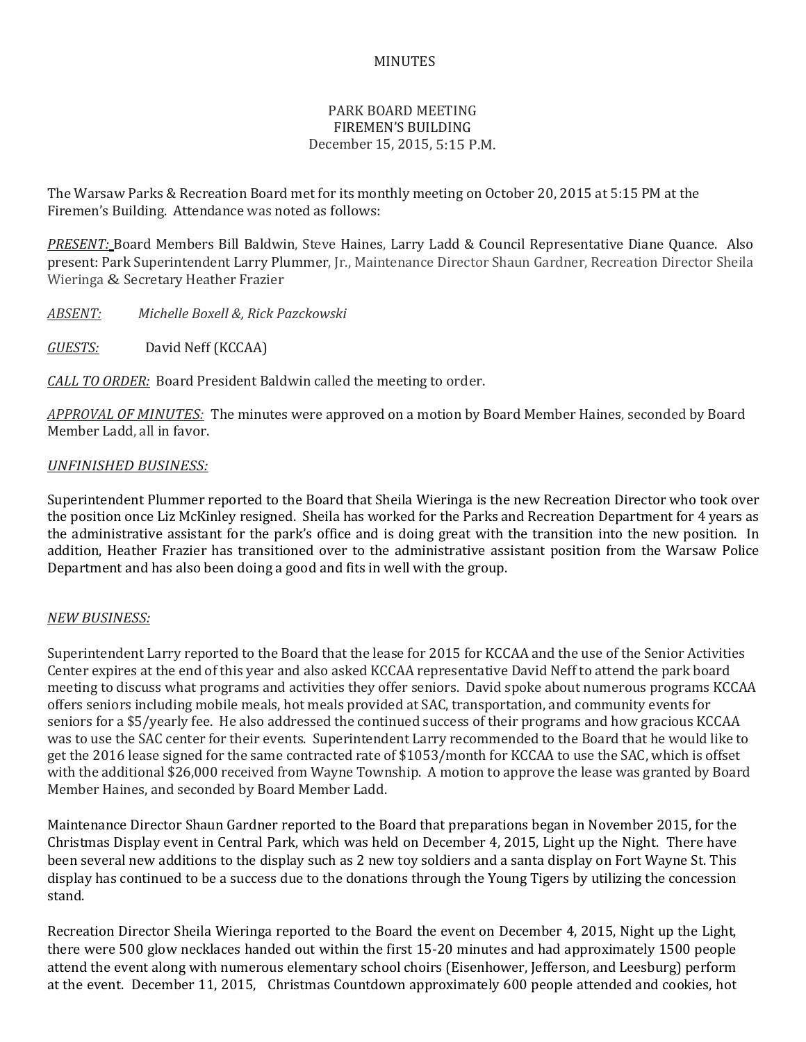MINUTES

PARK BOARD MEETING
FIREMEN'S BUILDING
December 15, 2015, 5:15 P.M.

The Warsaw Parks & Recreation Board met for its monthly meeting on October 20, 2015 at 5:15 PM at the Firemen's Building. Attendance was noted as follows:

*PRESENT:* Board Members Bill Baldwin, Steve Haines, Larry Ladd & Council Representative Diane Quance. Also present: Park Superintendent Larry Plummer, Jr., Maintenance Director Shaun Gardner, Recreation Director Sheila Wieringa & Secretary Heather Frazier

*ABSENT:* *Michelle Boxell &, Rick Pazckowski*

*GUESTS:* David Neff (KCCAA)

*CALL TO ORDER:* Board President Baldwin called the meeting to order.

*APPROVAL OF MINUTES:* The minutes were approved on a motion by Board Member Haines, seconded by Board Member Ladd, all in favor.

*UNFINISHED BUSINESS:*

Superintendent Plummer reported to the Board that Sheila Wieringa is the new Recreation Director who took over the position once Liz McKinley resigned. Sheila has worked for the Parks and Recreation Department for 4 years as the administrative assistant for the park's office and is doing great with the transition into the new position. In addition, Heather Frazier has transitioned over to the administrative assistant position from the Warsaw Police Department and has also been doing a good and fits in well with the group.

*NEW BUSINESS:*

Superintendent Larry reported to the Board that the lease for 2015 for KCCAA and the use of the Senior Activities Center expires at the end of this year and also asked KCCAA representative David Neff to attend the park board meeting to discuss what programs and activities they offer seniors. David spoke about numerous programs KCCAA offers seniors including mobile meals, hot meals provided at SAC, transportation, and community events for seniors for a $5/yearly fee. He also addressed the continued success of their programs and how gracious KCCAA was to use the SAC center for their events. Superintendent Larry recommended to the Board that he would like to get the 2016 lease signed for the same contracted rate of $1053/month for KCCAA to use the SAC, which is offset with the additional $26,000 received from Wayne Township. A motion to approve the lease was granted by Board Member Haines, and seconded by Board Member Ladd.

Maintenance Director Shaun Gardner reported to the Board that preparations began in November 2015, for the Christmas Display event in Central Park, which was held on December 4, 2015, Light up the Night. There have been several new additions to the display such as 2 new toy soldiers and a santa display on Fort Wayne St. This display has continued to be a success due to the donations through the Young Tigers by utilizing the concession stand.

Recreation Director Sheila Wieringa reported to the Board the event on December 4, 2015, Night up the Light, there were 500 glow necklaces handed out within the first 15-20 minutes and had approximately 1500 people attend the event along with numerous elementary school choirs (Eisenhower, Jefferson, and Leesburg) perform at the event. December 11, 2015, Christmas Countdown approximately 600 people attended and cookies, hot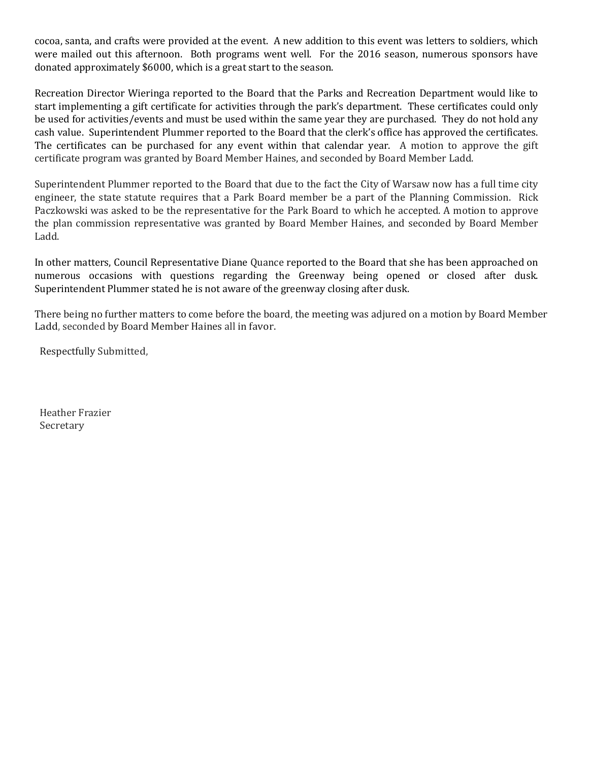cocoa, santa, and crafts were provided at the event. A new addition to this event was letters to soldiers, which were mailed out this afternoon. Both programs went well. For the 2016 season, numerous sponsors have donated approximately $6000, which is a great start to the season.

Recreation Director Wieringa reported to the Board that the Parks and Recreation Department would like to start implementing a gift certificate for activities through the park's department. These certificates could only be used for activities/events and must be used within the same year they are purchased. They do not hold any cash value. Superintendent Plummer reported to the Board that the clerk's office has approved the certificates. The certificates can be purchased for any event within that calendar year. A motion to approve the gift certificate program was granted by Board Member Haines, and seconded by Board Member Ladd.

Superintendent Plummer reported to the Board that due to the fact the City of Warsaw now has a full time city engineer, the state statute requires that a Park Board member be a part of the Planning Commission. Rick Paczkowski was asked to be the representative for the Park Board to which he accepted. A motion to approve the plan commission representative was granted by Board Member Haines, and seconded by Board Member Ladd.

In other matters, Council Representative Diane Quance reported to the Board that she has been approached on numerous occasions with questions regarding the Greenway being opened or closed after dusk. Superintendent Plummer stated he is not aware of the greenway closing after dusk.

There being no further matters to come before the board, the meeting was adjured on a motion by Board Member Ladd, seconded by Board Member Haines all in favor.

Respectfully Submitted,

Heather Frazier
Secretary